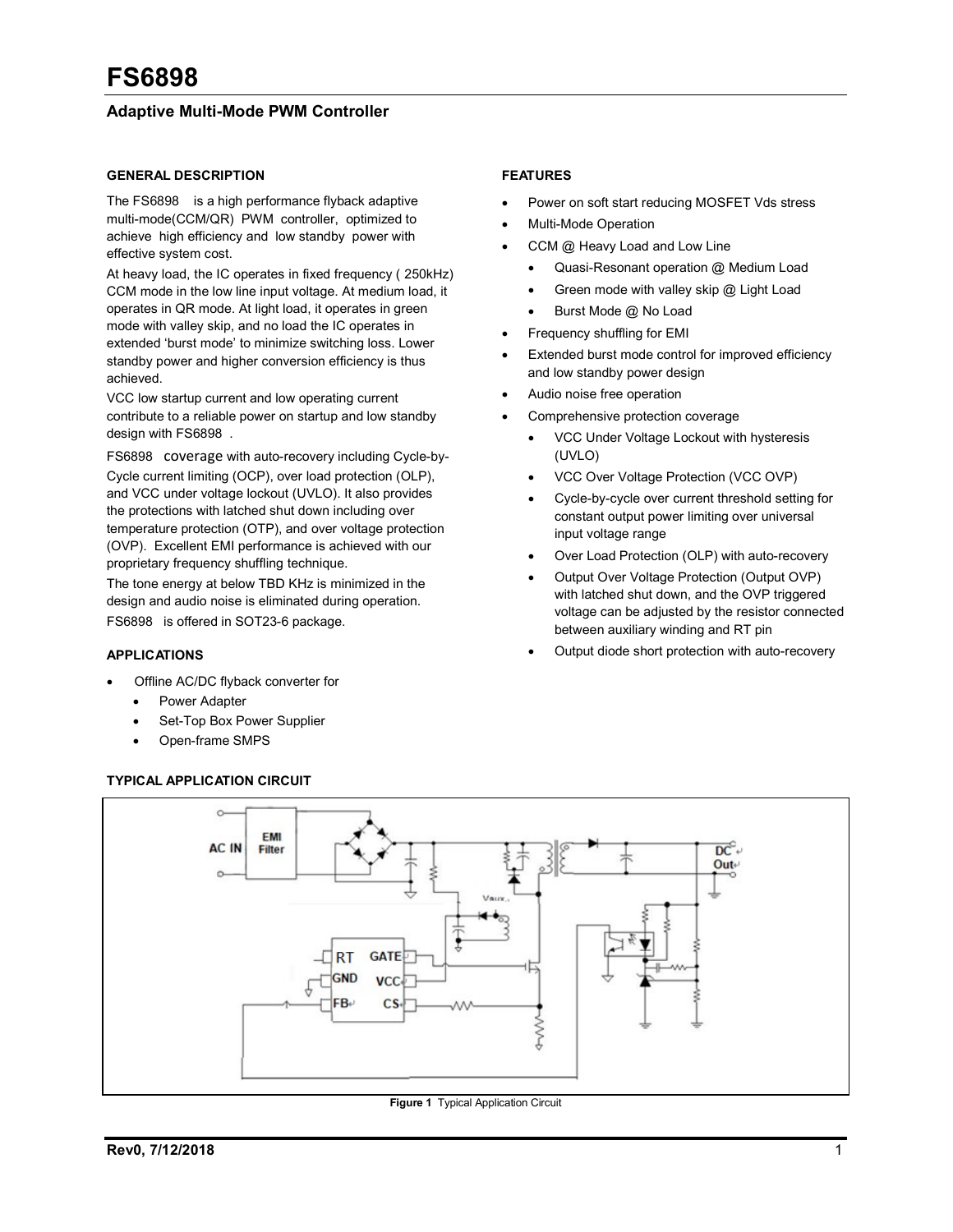# FS6898

## Adaptive Multi-Mode PWM Controller

### GENERAL DESCRIPTION

The FS6898 is a high performance flyback adaptive multi-mode(CCM/QR) PWM controller, optimized to achieve high efficiency and low standby power with effective system cost.

At heavy load, the IC operates in fixed frequency ( 250kHz) CCM mode in the low line input voltage. At medium load, it operates in QR mode. At light load, it operates in green mode with valley skip, and no load the IC operates in extended 'burst mode' to minimize switching loss. Lower standby power and higher conversion efficiency is thus achieved.

VCC low startup current and low operating current contribute to a reliable power on startup and low standby design with FS6898 .

FS6898 coverage with auto-recovery including Cycle-by-Cycle current limiting (OCP), over load protection (OLP), and VCC under voltage lockout (UVLO). It also provides the protections with latched shut down including over temperature protection (OTP), and over voltage protection (OVP). Excellent EMI performance is achieved with our proprietary frequency shuffling technique.

The tone energy at below TBD KHz is minimized in the design and audio noise is eliminated during operation.

FS6898 is offered in SOT23-6 package.

### APPLICATIONS

- Offline AC/DC flyback converter for
  - Power Adapter
  - Set-Top Box Power Supplier
  - Open-frame SMPS

### FEATURES

- Power on soft start reducing MOSFET Vds stress
- Multi-Mode Operation
- CCM @ Heavy Load and Low Line
  - Quasi-Resonant operation @ Medium Load
  - Green mode with valley skip @ Light Load
  - Burst Mode @ No Load
- Frequency shuffling for EMI
- Extended burst mode control for improved efficiency and low standby power design
- Audio noise free operation
- Comprehensive protection coverage
  - VCC Under Voltage Lockout with hysteresis (UVLO)
  - VCC Over Voltage Protection (VCC OVP)
  - Cycle-by-cycle over current threshold setting for constant output power limiting over universal input voltage range
  - Over Load Protection (OLP) with auto-recovery
  - Output Over Voltage Protection (Output OVP) with latched shut down, and the OVP triggered voltage can be adjusted by the resistor connected between auxiliary winding and RT pin
  - Output diode short protection with auto-recovery

### TYPICAL APPLICATION CIRCUIT

**Figure 1** Typical Application Circuit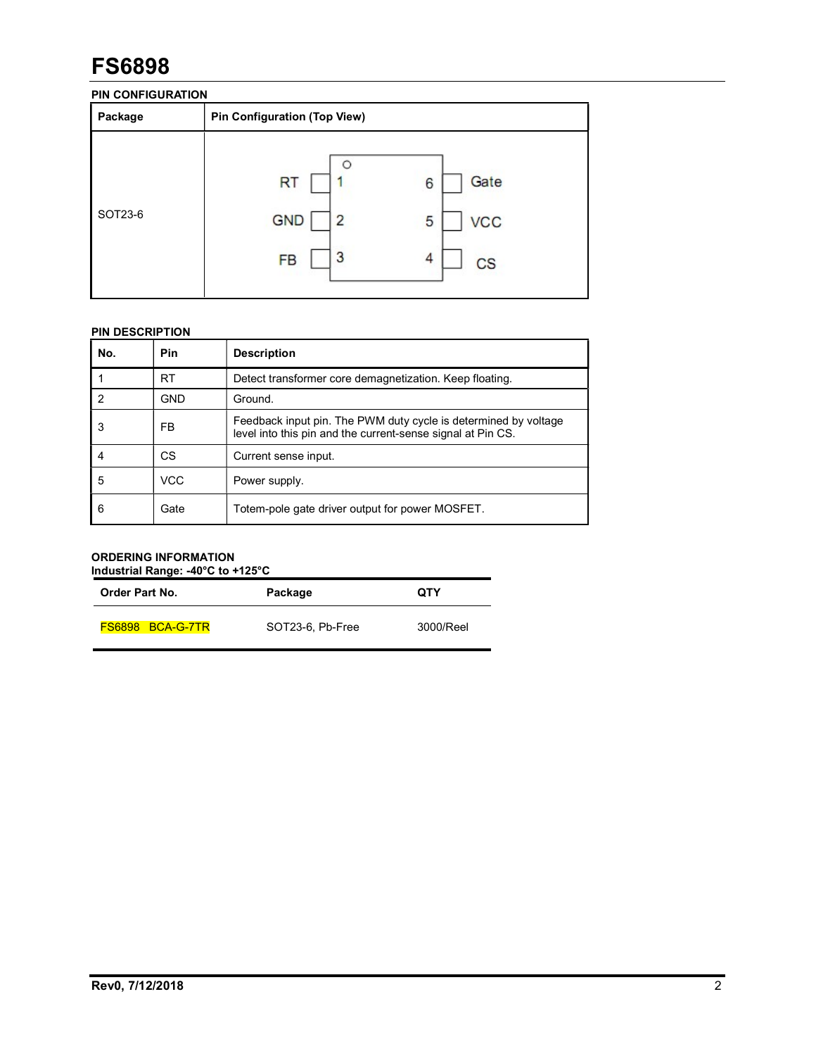# FS6898

## PIN CONFIGURATION

| Package | Pin Configuration (Top View) |
| --- | --- |
| SOT23-6 | 1 RT, 2 GND, 3 FB, 4 CS, 5 VCC, 6 Gate |

## PIN DESCRIPTION

| No. | Pin | Description |
| --- | --- | --- |
| 1 | RT | Detect transformer core demagnetization. Keep floating. |
| 2 | GND | Ground. |
| 3 | FB | Feedback input pin. The PWM duty cycle is determined by voltage level into this pin and the current-sense signal at Pin CS. |
| 4 | CS | Current sense input. |
| 5 | VCC | Power supply. |
| 6 | Gate | Totem-pole gate driver output for power MOSFET. |

## ORDERING INFORMATION

**Industrial Range: -40°C to +125°C**

| Order Part No. | Package | QTY |
| --- | --- | --- |
| FS6898 BCA-G-7TR | SOT23-6, Pb-Free | 3000/Reel |

**Rev0, 7/12/2018**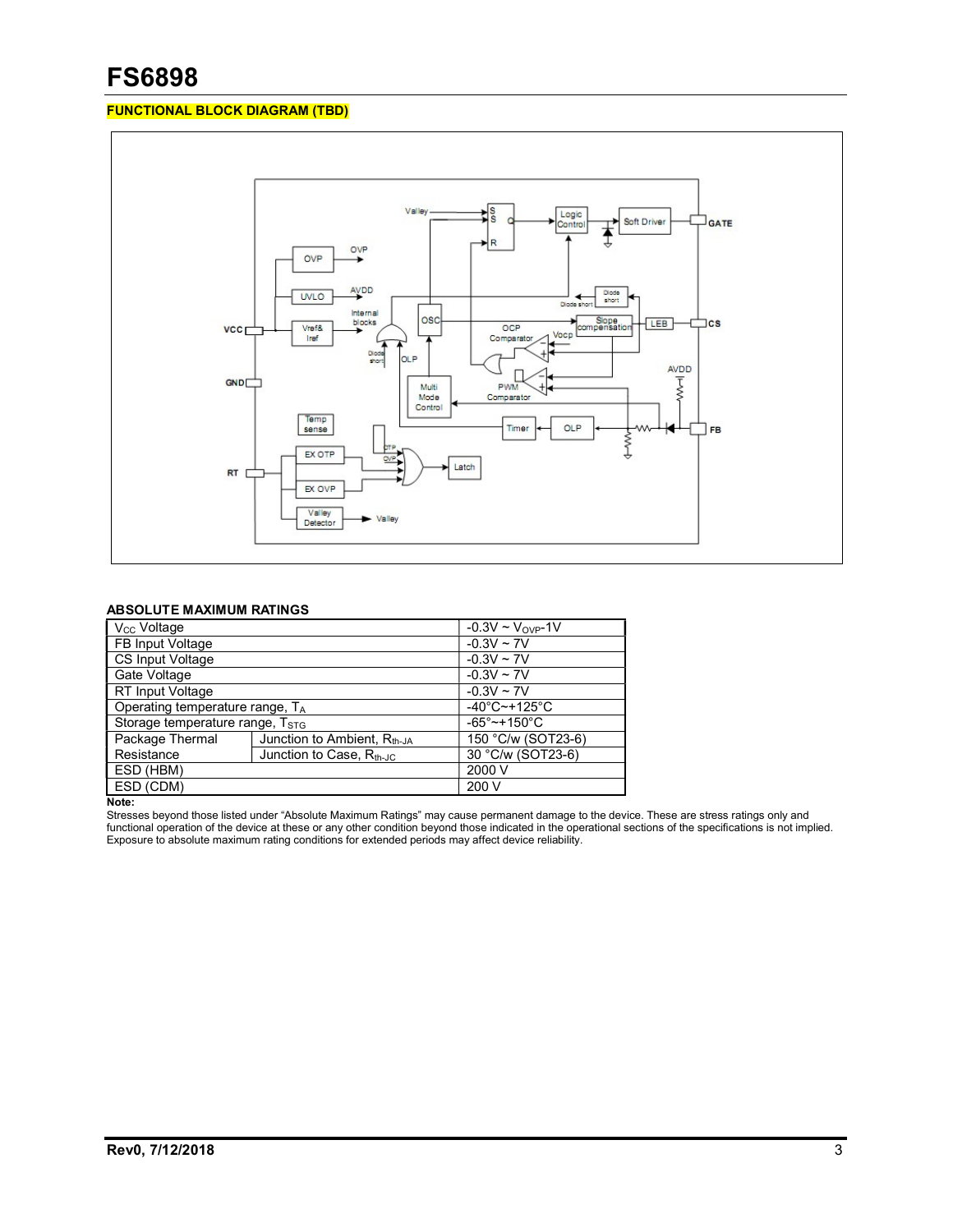# FS6898

**FUNCTIONAL BLOCK DIAGRAM (TBD)**

### ABSOLUTE MAXIMUM RATINGS

| | | |
|---|---|---|
| $V_{CC}$ Voltage | | -0.3V ~ $V_{OVP}$-1V |
| FB Input Voltage | | -0.3V ~ 7V |
| CS Input Voltage | | -0.3V ~ 7V |
| Gate Voltage | | -0.3V ~ 7V |
| RT Input Voltage | | -0.3V ~ 7V |
| Operating temperature range, $T_A$ | | -40°C~+125°C |
| Storage temperature range, $T_{STG}$ | | -65°~+150°C |
| Package Thermal Resistance | Junction to Ambient, $R_{th\text{-}JA}$ | 150 °C/w (SOT23-6) |
| | Junction to Case, $R_{th\text{-}JC}$ | 30 °C/w (SOT23-6) |
| ESD (HBM) | | 2000 V |
| ESD (CDM) | | 200 V |

**Note:**

Stresses beyond those listed under “Absolute Maximum Ratings” may cause permanent damage to the device. These are stress ratings only and functional operation of the device at these or any other condition beyond those indicated in the operational sections of the specifications is not implied. Exposure to absolute maximum rating conditions for extended periods may affect device reliability.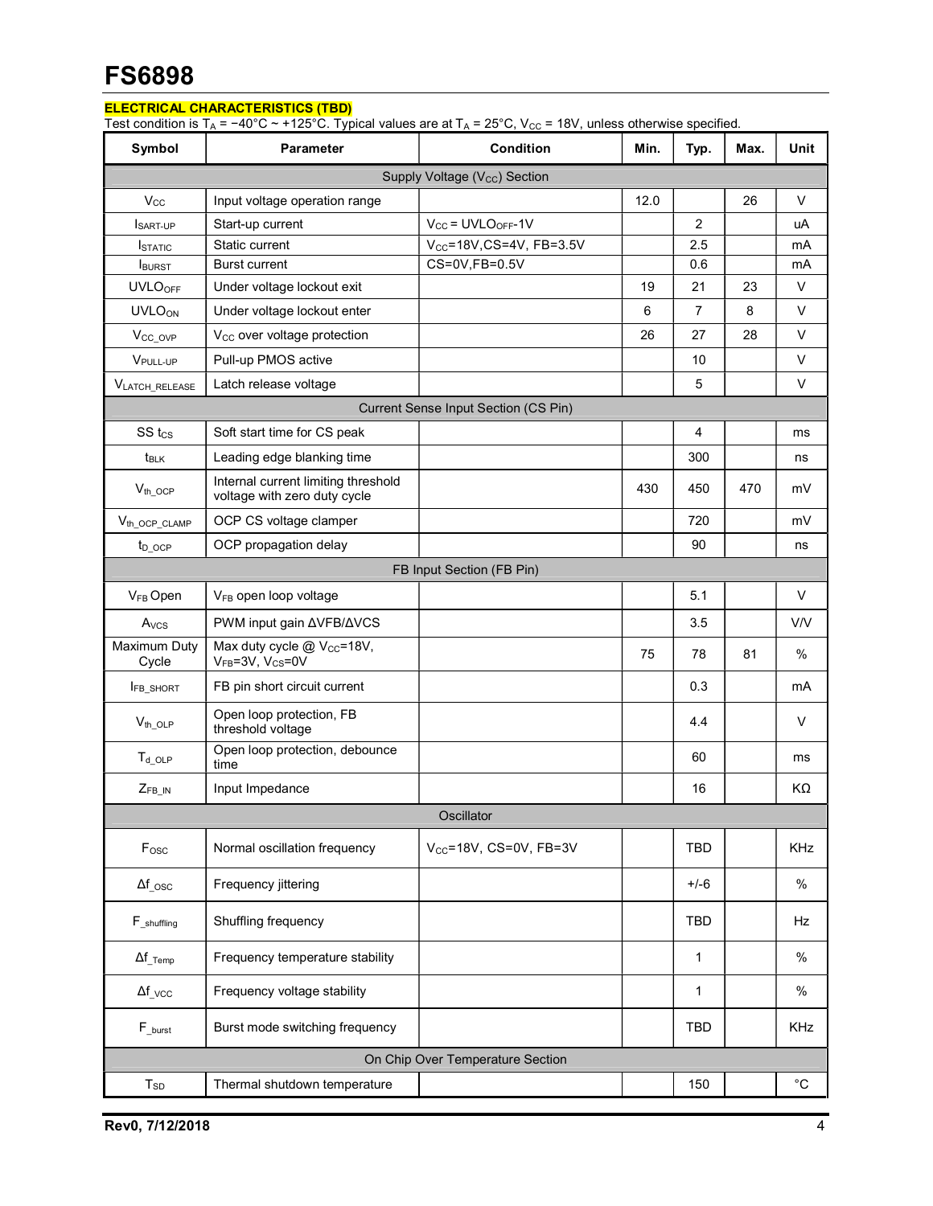## ELECTRICAL CHARACTERISTICS (TBD)

Test condition is $T_A$ = −40°C ~ +125°C. Typical values are at $T_A$ = 25°C, $V_{CC}$ = 18V, unless otherwise specified.

| Symbol | Parameter | Condition | Min. | Typ. | Max. | Unit |
|---|---|---|---|---|---|---|
| Supply Voltage ($V_{CC}$) Section | | | | | | |
| $V_{CC}$ | Input voltage operation range | | 12.0 | | 26 | V |
| $I_{SART-UP}$ | Start-up current | $V_{CC}$ = $UVLO_{OFF}$-1V | | 2 | | uA |
| $I_{STATIC}$ | Static current | $V_{CC}$=18V,CS=4V, FB=3.5V | | 2.5 | | mA |
| $I_{BURST}$ | Burst current | CS=0V,FB=0.5V | | 0.6 | | mA |
| $UVLO_{OFF}$ | Under voltage lockout exit | | 19 | 21 | 23 | V |
| $UVLO_{ON}$ | Under voltage lockout enter | | 6 | 7 | 8 | V |
| $V_{CC\_OVP}$ | $V_{CC}$ over voltage protection | | 26 | 27 | 28 | V |
| $V_{PULL-UP}$ | Pull-up PMOS active | | | 10 | | V |
| $V_{LATCH\_RELEASE}$ | Latch release voltage | | | 5 | | V |
| Current Sense Input Section (CS Pin) | | | | | | |
| SS $t_{CS}$ | Soft start time for CS peak | | | 4 | | ms |
| $t_{BLK}$ | Leading edge blanking time | | | 300 | | ns |
| $V_{th\_OCP}$ | Internal current limiting threshold voltage with zero duty cycle | | 430 | 450 | 470 | mV |
| $V_{th\_OCP\_CLAMP}$ | OCP CS voltage clamper | | | 720 | | mV |
| $t_{D\_OCP}$ | OCP propagation delay | | | 90 | | ns |
| FB Input Section (FB Pin) | | | | | | |
| $V_{FB}$ Open | $V_{FB}$ open loop voltage | | | 5.1 | | V |
| $A_{VCS}$ | PWM input gain ΔVFB/ΔVCS | | | 3.5 | | V/V |
| Maximum Duty Cycle | Max duty cycle @ $V_{CC}$=18V, $V_{FB}$=3V, $V_{CS}$=0V | | 75 | 78 | 81 | % |
| $I_{FB\_SHORT}$ | FB pin short circuit current | | | 0.3 | | mA |
| $V_{th\_OLP}$ | Open loop protection, FB threshold voltage | | | 4.4 | | V |
| $T_{d\_OLP}$ | Open loop protection, debounce time | | | 60 | | ms |
| $Z_{FB\_IN}$ | Input Impedance | | | 16 | | KΩ |
| Oscillator | | | | | | |
| $F_{OSC}$ | Normal oscillation frequency | $V_{CC}$=18V, CS=0V, FB=3V | | TBD | | KHz |
| $\Delta f_{\_OSC}$ | Frequency jittering | | | +/-6 | | % |
| $F_{\_shuffling}$ | Shuffling frequency | | | TBD | | Hz |
| $\Delta f_{\_Temp}$ | Frequency temperature stability | | | 1 | | % |
| $\Delta f_{\_VCC}$ | Frequency voltage stability | | | 1 | | % |
| $F_{\_burst}$ | Burst mode switching frequency | | | TBD | | KHz |
| On Chip Over Temperature Section | | | | | | |
| $T_{SD}$ | Thermal shutdown temperature | | | 150 | | °C |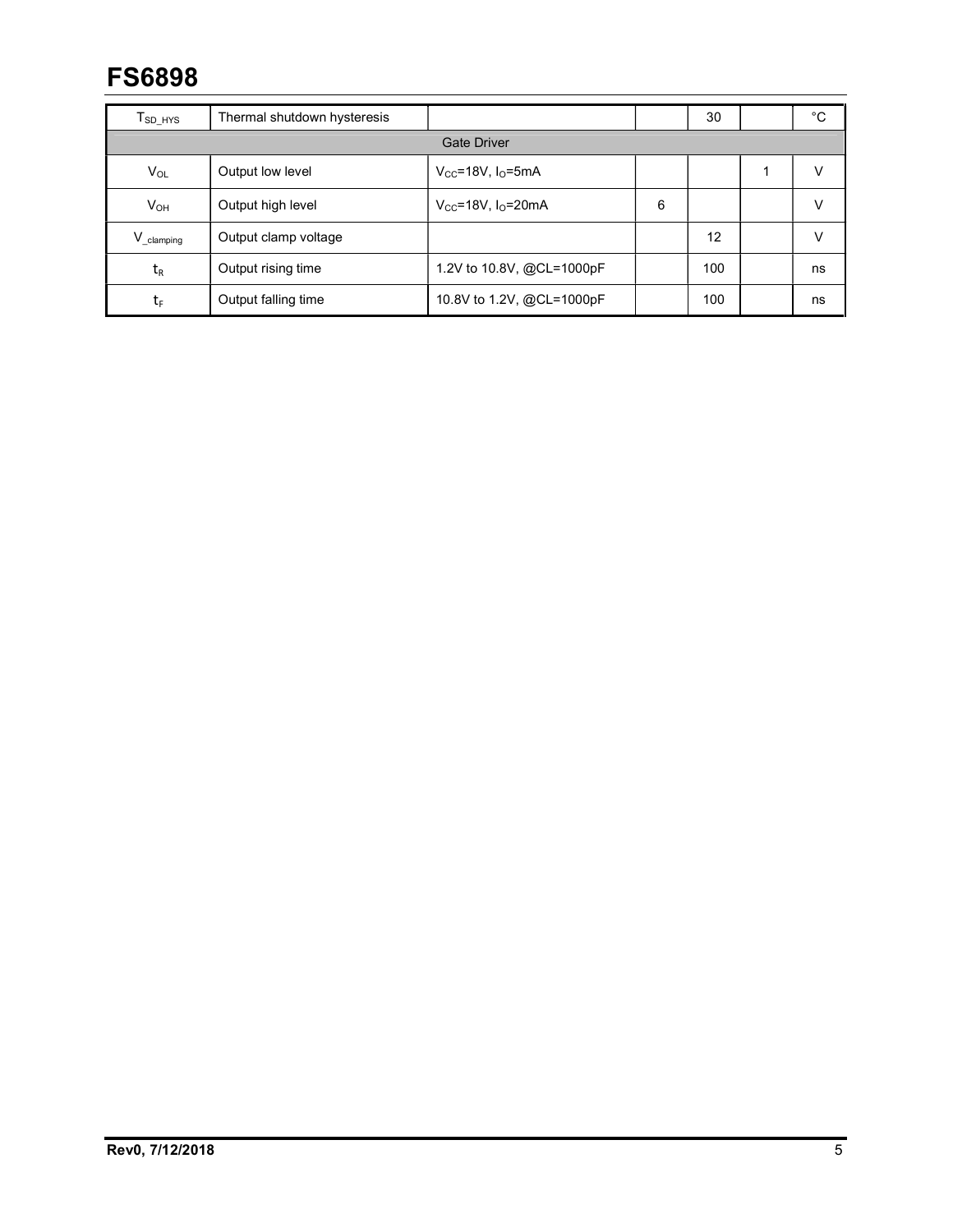| | | | | | | |
|---|---|---|---|---|---|---|
| $T_{SD\_HYS}$ | Thermal shutdown hysteresis | | | 30 | | °C |
| Gate Driver | | | | | | |
| $V_{OL}$ | Output low level | $V_{CC}$=18V, $I_O$=5mA | | | 1 | V |
| $V_{OH}$ | Output high level | $V_{CC}$=18V, $I_O$=20mA | 6 | | | V |
| $V_{\_clamping}$ | Output clamp voltage | | | 12 | | V |
| $t_R$ | Output rising time | 1.2V to 10.8V, @CL=1000pF | | 100 | | ns |
| $t_F$ | Output falling time | 10.8V to 1.2V, @CL=1000pF | | 100 | | ns |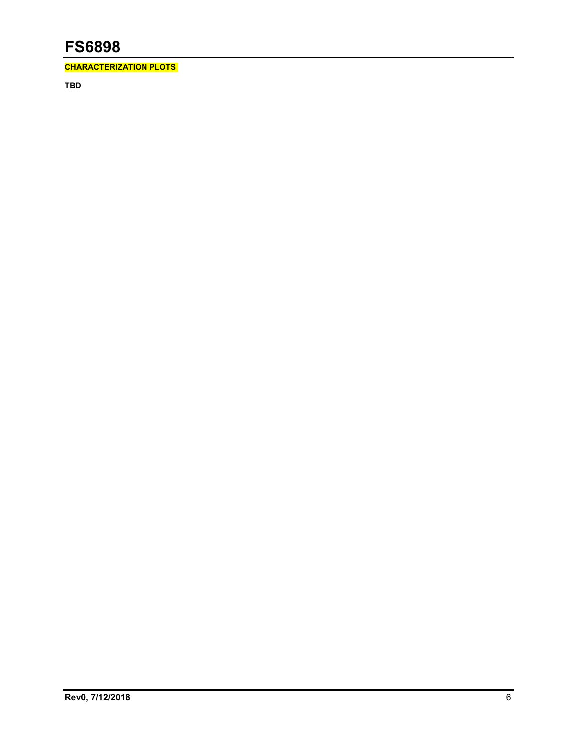## CHARACTERIZATION PLOTS

**TBD**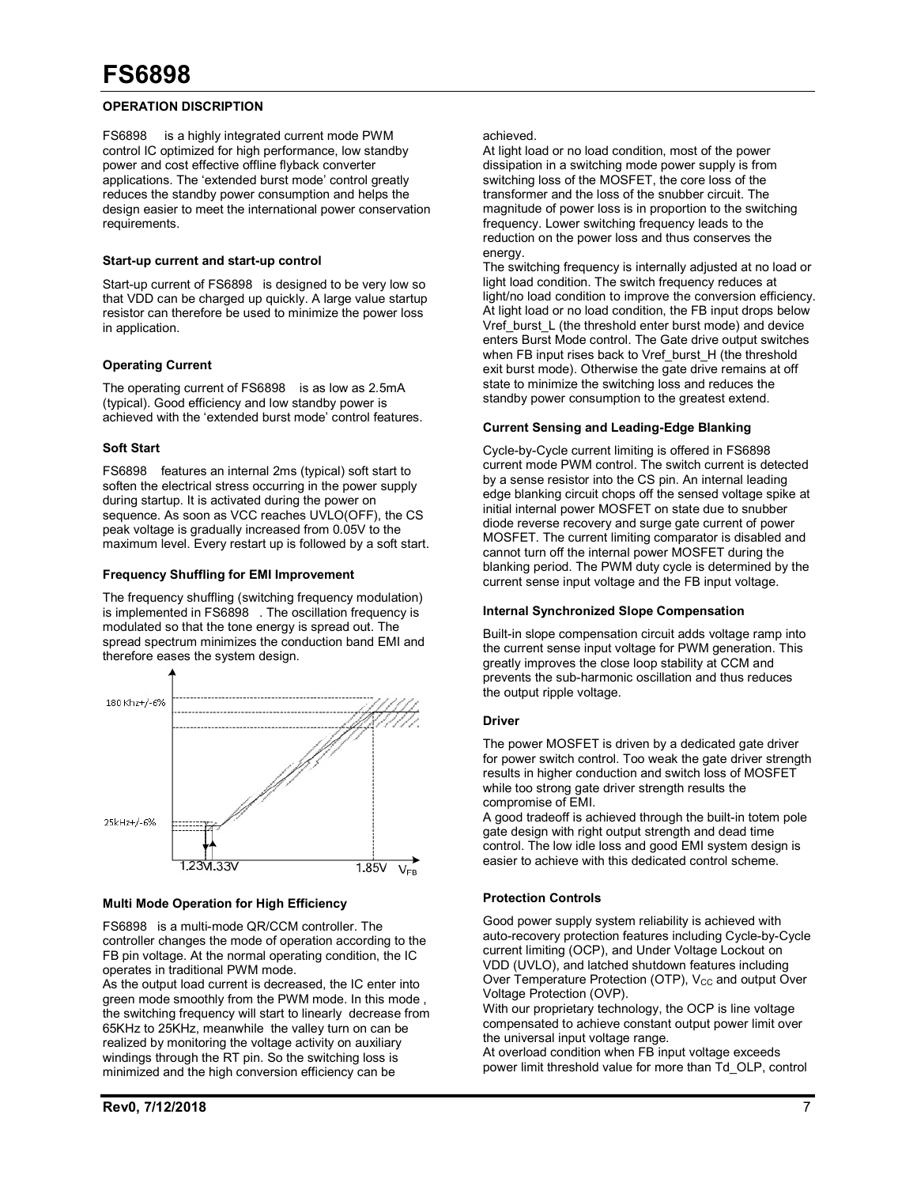## OPERATION DISCRIPTION

FS6898 is a highly integrated current mode PWM control IC optimized for high performance, low standby power and cost effective offline flyback converter applications. The 'extended burst mode' control greatly reduces the standby power consumption and helps the design easier to meet the international power conservation requirements.

### Start-up current and start-up control

Start-up current of FS6898 is designed to be very low so that VDD can be charged up quickly. A large value startup resistor can therefore be used to minimize the power loss in application.

### Operating Current

The operating current of FS6898 is as low as 2.5mA (typical). Good efficiency and low standby power is achieved with the 'extended burst mode' control features.

### Soft Start

FS6898 features an internal 2ms (typical) soft start to soften the electrical stress occurring in the power supply during startup. It is activated during the power on sequence. As soon as VCC reaches UVLO(OFF), the CS peak voltage is gradually increased from 0.05V to the maximum level. Every restart up is followed by a soft start.

### Frequency Shuffling for EMI Improvement

The frequency shuffling (switching frequency modulation) is implemented in FS6898 . The oscillation frequency is modulated so that the tone energy is spread out. The spread spectrum minimizes the conduction band EMI and therefore eases the system design.

180 Khz+/-6%

25kHz+/-6%

1.23V 1.33V 1.85V $V_{FB}$

### Multi Mode Operation for High Efficiency

FS6898 is a multi-mode QR/CCM controller. The controller changes the mode of operation according to the FB pin voltage. At the normal operating condition, the IC operates in traditional PWM mode.

As the output load current is decreased, the IC enter into green mode smoothly from the PWM mode. In this mode , the switching frequency will start to linearly decrease from 65KHz to 25KHz, meanwhile the valley turn on can be realized by monitoring the voltage activity on auxiliary windings through the RT pin. So the switching loss is minimized and the high conversion efficiency can be achieved.

At light load or no load condition, most of the power dissipation in a switching mode power supply is from switching loss of the MOSFET, the core loss of the transformer and the loss of the snubber circuit. The magnitude of power loss is in proportion to the switching frequency. Lower switching frequency leads to the reduction on the power loss and thus conserves the energy.

The switching frequency is internally adjusted at no load or light load condition. The switch frequency reduces at light/no load condition to improve the conversion efficiency. At light load or no load condition, the FB input drops below Vref_burst_L (the threshold enter burst mode) and device enters Burst Mode control. The Gate drive output switches when FB input rises back to Vref_burst_H (the threshold exit burst mode). Otherwise the gate drive remains at off state to minimize the switching loss and reduces the standby power consumption to the greatest extend.

### Current Sensing and Leading-Edge Blanking

Cycle-by-Cycle current limiting is offered in FS6898 current mode PWM control. The switch current is detected by a sense resistor into the CS pin. An internal leading edge blanking circuit chops off the sensed voltage spike at initial internal power MOSFET on state due to snubber diode reverse recovery and surge gate current of power MOSFET. The current limiting comparator is disabled and cannot turn off the internal power MOSFET during the blanking period. The PWM duty cycle is determined by the current sense input voltage and the FB input voltage.

### Internal Synchronized Slope Compensation

Built-in slope compensation circuit adds voltage ramp into the current sense input voltage for PWM generation. This greatly improves the close loop stability at CCM and prevents the sub-harmonic oscillation and thus reduces the output ripple voltage.

### Driver

The power MOSFET is driven by a dedicated gate driver for power switch control. Too weak the gate driver strength results in higher conduction and switch loss of MOSFET while too strong gate driver strength results the compromise of EMI.

A good tradeoff is achieved through the built-in totem pole gate design with right output strength and dead time control. The low idle loss and good EMI system design is easier to achieve with this dedicated control scheme.

### Protection Controls

Good power supply system reliability is achieved with auto-recovery protection features including Cycle-by-Cycle current limiting (OCP), and Under Voltage Lockout on VDD (UVLO), and latched shutdown features including Over Temperature Protection (OTP), $V_{CC}$ and output Over Voltage Protection (OVP).

With our proprietary technology, the OCP is line voltage compensated to achieve constant output power limit over the universal input voltage range.

At overload condition when FB input voltage exceeds power limit threshold value for more than Td_OLP, control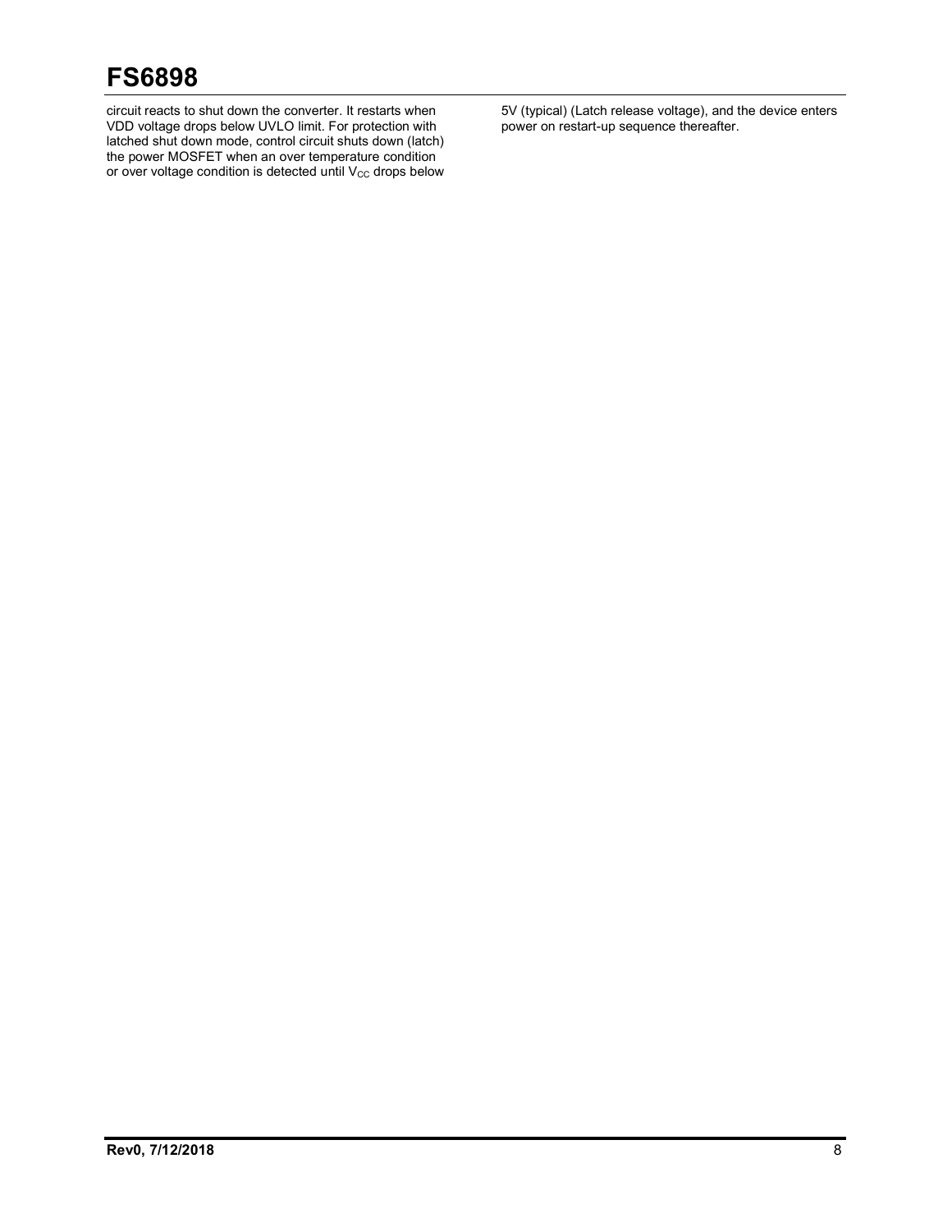circuit reacts to shut down the converter. It restarts when VDD voltage drops below UVLO limit. For protection with latched shut down mode, control circuit shuts down (latch) the power MOSFET when an over temperature condition or over voltage condition is detected until $V_{CC}$ drops below 5V (typical) (Latch release voltage), and the device enters power on restart-up sequence thereafter.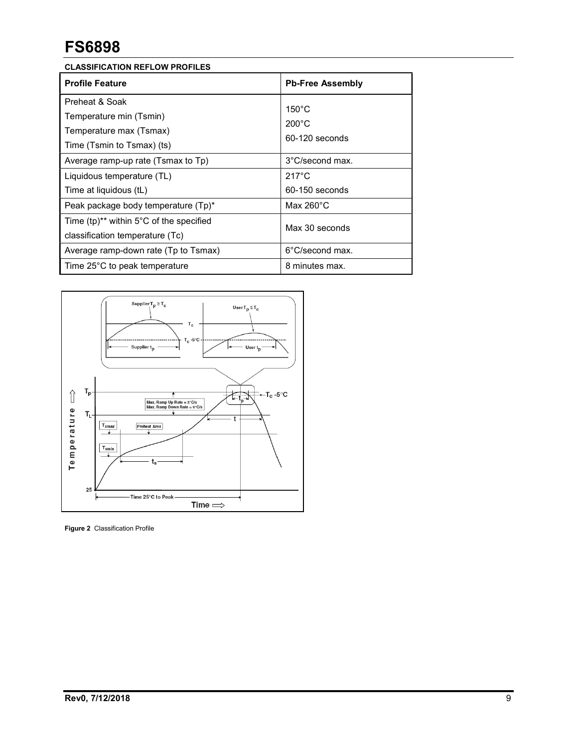# FS6898

**CLASSIFICATION REFLOW PROFILES**

| Profile Feature | Pb-Free Assembly |
|---|---|
| Preheat & Soak<br>Temperature min (Tsmin)<br>Temperature max (Tsmax)<br>Time (Tsmin to Tsmax) (ts) | <br>150°C<br>200°C<br>60-120 seconds |
| Average ramp-up rate (Tsmax to Tp) | 3°C/second max. |
| Liquidous temperature (TL)<br>Time at liquidous (tL) | 217°C<br>60-150 seconds |
| Peak package body temperature (Tp)* | Max 260°C |
| Time (tp)** within 5°C of the specified classification temperature (Tc) | Max 30 seconds |
| Average ramp-down rate (Tp to Tsmax) | 6°C/second max. |
| Time 25°C to peak temperature | 8 minutes max. |

**Figure 2** Classification Profile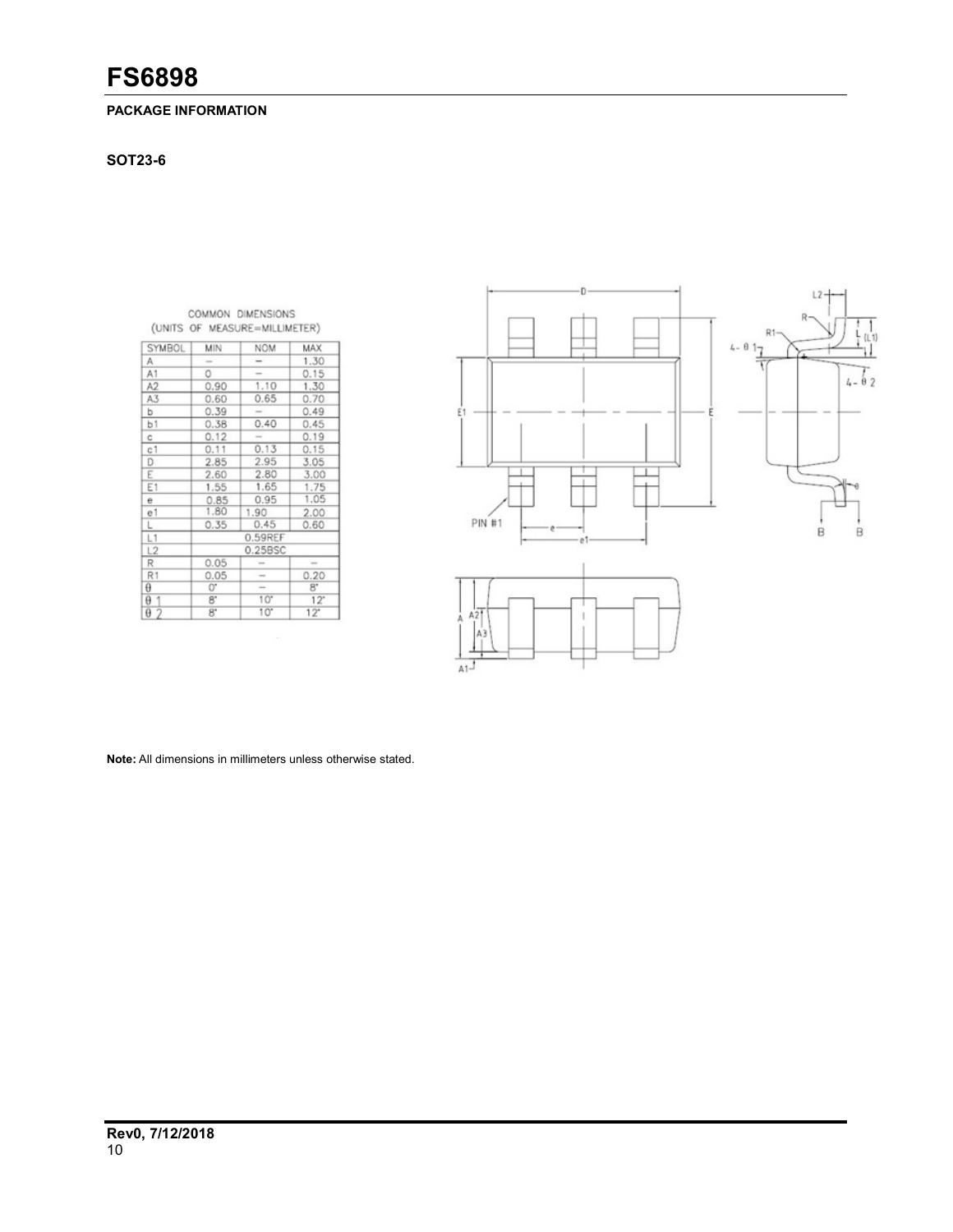# FS6898

**PACKAGE INFORMATION**

**SOT23-6**

COMMON DIMENSIONS
(UNITS OF MEASURE=MILLIMETER)

| SYMBOL | MIN | NOM | MAX |
|---|---|---|---|
| A | – | – | 1.30 |
| A1 | 0 | – | 0.15 |
| A2 | 0.90 | 1.10 | 1.30 |
| A3 | 0.60 | 0.65 | 0.70 |
| b | 0.39 | – | 0.49 |
| b1 | 0.38 | 0.40 | 0.45 |
| c | 0.12 | – | 0.19 |
| c1 | 0.11 | 0.13 | 0.15 |
| D | 2.85 | 2.95 | 3.05 |
| E | 2.60 | 2.80 | 3.00 |
| E1 | 1.55 | 1.65 | 1.75 |
| e | 0.85 | 0.95 | 1.05 |
| e1 | 1.80 | 1.90 | 2.00 |
| L | 0.35 | 0.45 | 0.60 |
| L1 | | 0.59REF | |
| L2 | | 0.25BSC | |
| R | 0.05 | – | – |
| R1 | 0.05 | – | 0.20 |
| θ | 0° | – | 8° |
| θ1 | 8° | 10° | 12° |
| θ2 | 8° | 10° | 12° |

D
E1
E
PIN #1
e
e1
L2
R
R1
4-θ1
L
(L1)
4-θ2
θ
B
B
A
A2
A3
A1

**Note:** All dimensions in millimeters unless otherwise stated.